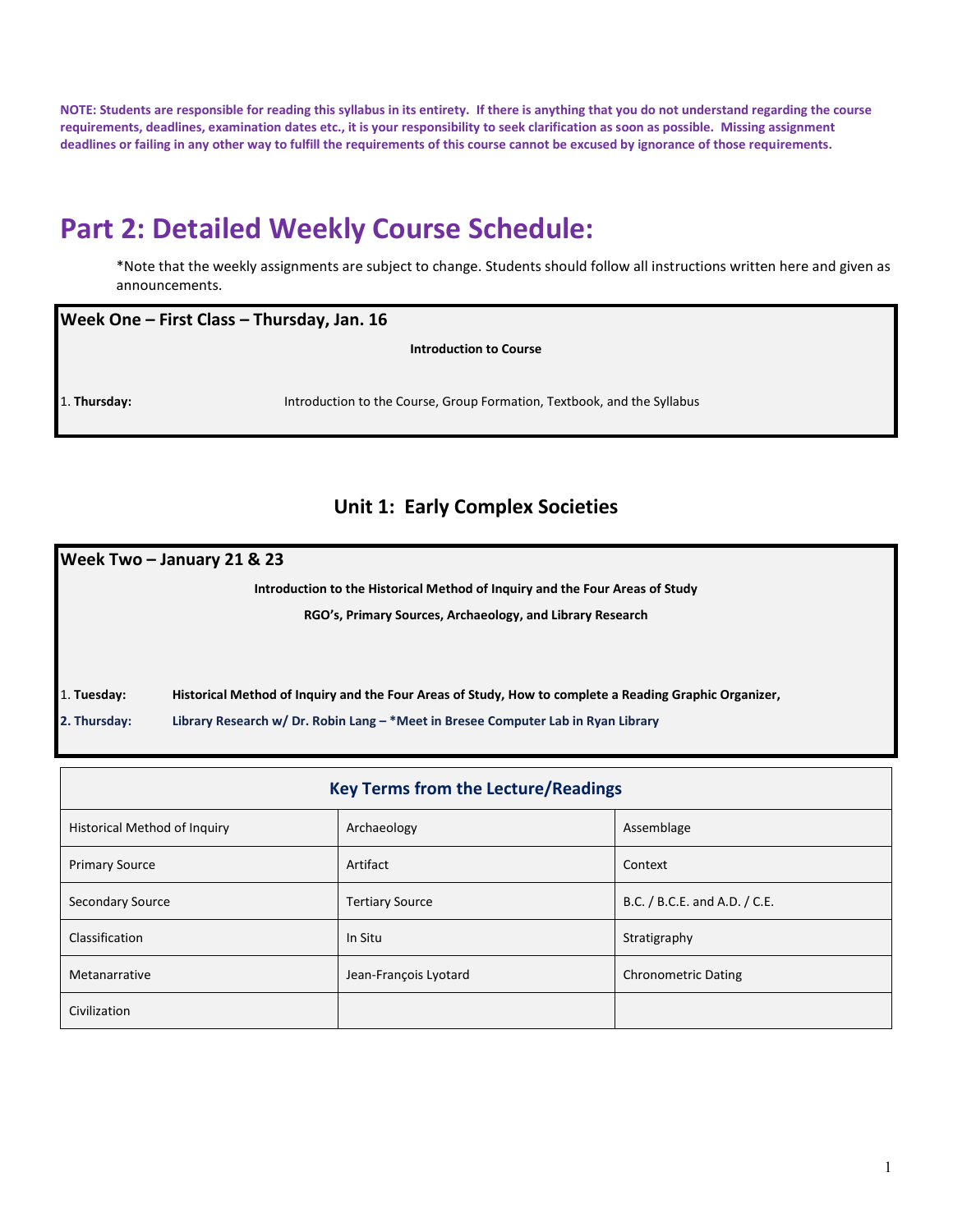**NOTE: Students are responsible for reading this syllabus in its entirety. If there is anything that you do not understand regarding the course requirements, deadlines, examination dates etc., it is your responsibility to seek clarification as soon as possible. Missing assignment deadlines or failing in any other way to fulfill the requirements of this course cannot be excused by ignorance of those requirements.**

# Part 2: Detailed Weekly Course Schedule:

*Note that the weekly assignments are subject to change. Students should follow all instructions written here and given as announcements.

### Week One – First Class – Thursday, Jan. 16

**Introduction to Course**

1. **Thursday:** Introduction to the Course, Group Formation, Textbook, and the Syllabus

## Unit 1: Early Complex Societies

### Week Two – January 21 & 23

**Introduction to the Historical Method of Inquiry and the Four Areas of Study**

**RGO's, Primary Sources, Archaeology, and Library Research**

1. **Tuesday:** **Historical Method of Inquiry and the Four Areas of Study, How to complete a Reading Graphic Organizer,**
2. **Thursday:** **Library Research w/ Dr. Robin Lang – *Meet in Bresee Computer Lab in Ryan Library**

| Key Terms from the Lecture/Readings | | |
|---|---|---|
| Historical Method of Inquiry | Archaeology | Assemblage |
| Primary Source | Artifact | Context |
| Secondary Source | Tertiary Source | B.C. / B.C.E. and A.D. / C.E. |
| Classification | In Situ | Stratigraphy |
| Metanarrative | Jean-François Lyotard | Chronometric Dating |
| Civilization | | |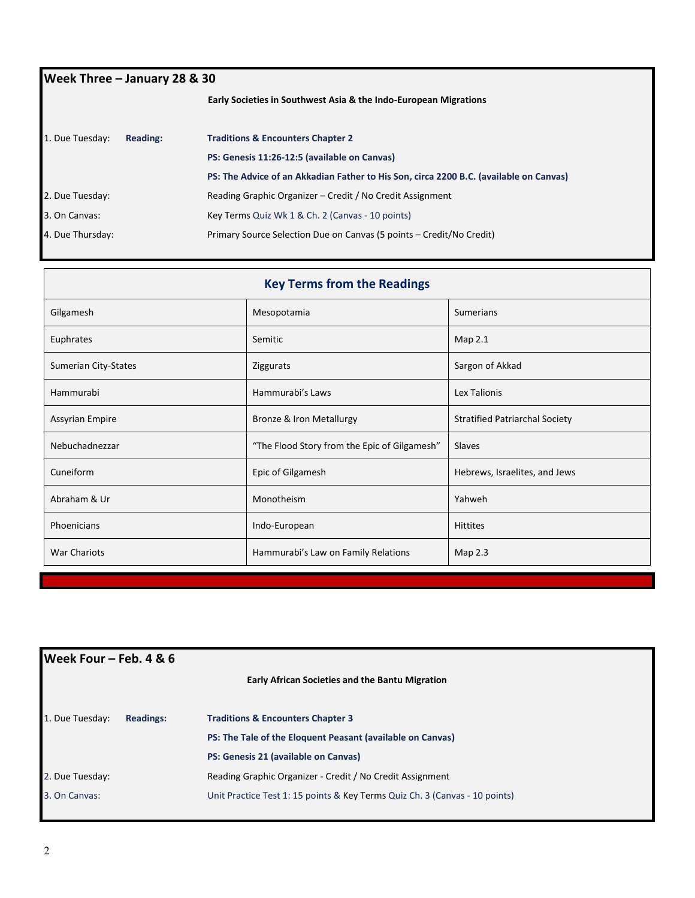## Week Three – January 28 & 30

**Early Societies in Southwest Asia & the Indo-European Migrations**

| | | |
|---|---|---|
| 1. Due Tuesday: | **Reading:** | **Traditions & Encounters Chapter 2** |
| | | **PS: Genesis 11:26-12:5 (available on Canvas)** |
| | | **PS: The Advice of an Akkadian Father to His Son, circa 2200 B.C. (available on Canvas)** |
| 2. Due Tuesday: | | Reading Graphic Organizer – Credit / No Credit Assignment |
| 3. On Canvas: | | Key Terms Quiz Wk 1 & Ch. 2 (Canvas - 10 points) |
| 4. Due Thursday: | | Primary Source Selection Due on Canvas (5 points – Credit/No Credit) |

### Key Terms from the Readings

| | | |
|---|---|---|
| Gilgamesh | Mesopotamia | Sumerians |
| Euphrates | Semitic | Map 2.1 |
| Sumerian City-States | Ziggurats | Sargon of Akkad |
| Hammurabi | Hammurabi's Laws | Lex Talionis |
| Assyrian Empire | Bronze & Iron Metallurgy | Stratified Patriarchal Society |
| Nebuchadnezzar | "The Flood Story from the Epic of Gilgamesh" | Slaves |
| Cuneiform | Epic of Gilgamesh | Hebrews, Israelites, and Jews |
| Abraham & Ur | Monotheism | Yahweh |
| Phoenicians | Indo-European | Hittites |
| War Chariots | Hammurabi's Law on Family Relations | Map 2.3 |

## Week Four – Feb. 4 & 6

**Early African Societies and the Bantu Migration**

| | | |
|---|---|---|
| 1. Due Tuesday: | **Readings:** | **Traditions & Encounters Chapter 3** |
| | | **PS: The Tale of the Eloquent Peasant (available on Canvas)** |
| | | **PS: Genesis 21 (available on Canvas)** |
| 2. Due Tuesday: | | Reading Graphic Organizer - Credit / No Credit Assignment |
| 3. On Canvas: | | Unit Practice Test 1: 15 points & Key Terms Quiz Ch. 3 (Canvas - 10 points) |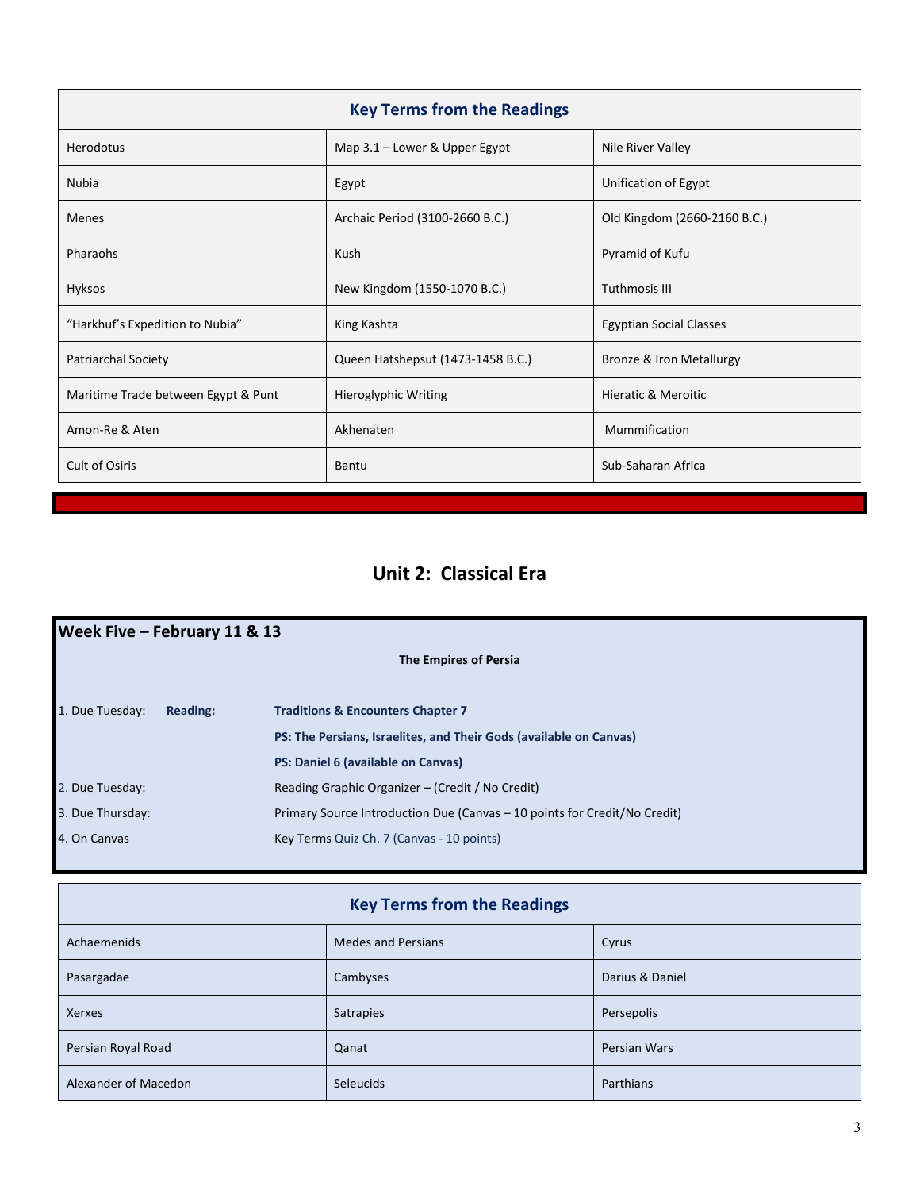| Key Terms from the Readings | | |
|---|---|---|
| Herodotus | Map 3.1 – Lower & Upper Egypt | Nile River Valley |
| Nubia | Egypt | Unification of Egypt |
| Menes | Archaic Period (3100-2660 B.C.) | Old Kingdom (2660-2160 B.C.) |
| Pharaohs | Kush | Pyramid of Kufu |
| Hyksos | New Kingdom (1550-1070 B.C.) | Tuthmosis III |
| "Harkhuf's Expedition to Nubia" | King Kashta | Egyptian Social Classes |
| Patriarchal Society | Queen Hatshepsut (1473-1458 B.C.) | Bronze & Iron Metallurgy |
| Maritime Trade between Egypt & Punt | Hieroglyphic Writing | Hieratic & Meroitic |
| Amon-Re & Aten | Akhenaten | Mummification |
| Cult of Osiris | Bantu | Sub-Saharan Africa |

## Unit 2: Classical Era

### Week Five – February 11 & 13

**The Empires of Persia**

1. Due Tuesday: **Reading:** **Traditions & Encounters Chapter 7**
   **PS: The Persians, Israelites, and Their Gods (available on Canvas)**
   **PS: Daniel 6 (available on Canvas)**
2. Due Tuesday: Reading Graphic Organizer – (Credit / No Credit)
3. Due Thursday: Primary Source Introduction Due (Canvas – 10 points for Credit/No Credit)
4. On Canvas: Key Terms Quiz Ch. 7 (Canvas - 10 points)

| Key Terms from the Readings | | |
|---|---|---|
| Achaemenids | Medes and Persians | Cyrus |
| Pasargadae | Cambyses | Darius & Daniel |
| Xerxes | Satrapies | Persepolis |
| Persian Royal Road | Qanat | Persian Wars |
| Alexander of Macedon | Seleucids | Parthians |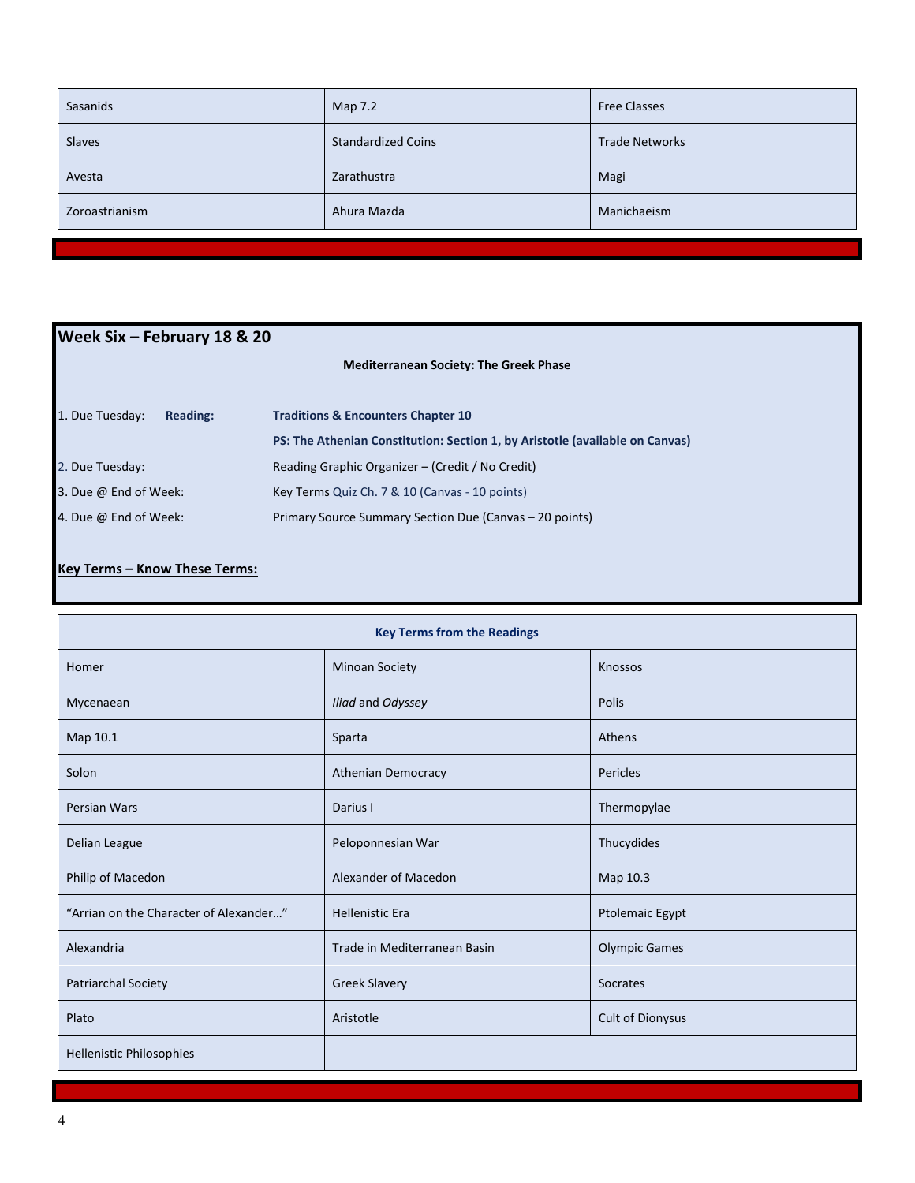| Sasanids | Map 7.2 | Free Classes |
|---|---|---|
| Slaves | Standardized Coins | Trade Networks |
| Avesta | Zarathustra | Magi |
| Zoroastrianism | Ahura Mazda | Manichaeism |

## Week Six – February 18 & 20

**Mediterranean Society: The Greek Phase**

1. Due Tuesday: **Reading:** **Traditions & Encounters Chapter 10**

   **PS: The Athenian Constitution: Section 1, by Aristotle (available on Canvas)**

2. Due Tuesday: Reading Graphic Organizer – (Credit / No Credit)
3. Due @ End of Week: Key Terms Quiz Ch. 7 & 10 (Canvas - 10 points)
4. Due @ End of Week: Primary Source Summary Section Due (Canvas – 20 points)

**Key Terms – Know These Terms:**

| **Key Terms from the Readings** | | |
|---|---|---|
| Homer | Minoan Society | Knossos |
| Mycenaean | *Iliad* and *Odyssey* | Polis |
| Map 10.1 | Sparta | Athens |
| Solon | Athenian Democracy | Pericles |
| Persian Wars | Darius I | Thermopylae |
| Delian League | Peloponnesian War | Thucydides |
| Philip of Macedon | Alexander of Macedon | Map 10.3 |
| "Arrian on the Character of Alexander…" | Hellenistic Era | Ptolemaic Egypt |
| Alexandria | Trade in Mediterranean Basin | Olympic Games |
| Patriarchal Society | Greek Slavery | Socrates |
| Plato | Aristotle | Cult of Dionysus |
| Hellenistic Philosophies | | |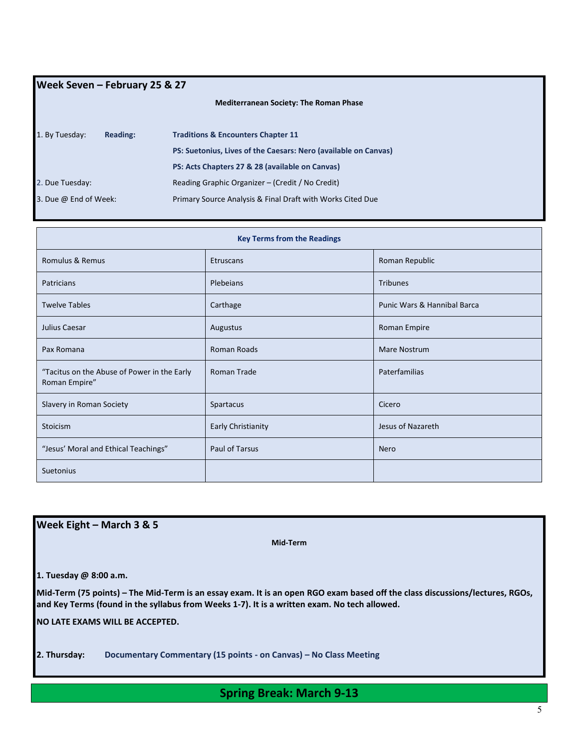## Week Seven – February 25 & 27

**Mediterranean Society: The Roman Phase**

1. By Tuesday: **Reading:** **Traditions & Encounters Chapter 11**
   **PS: Suetonius, Lives of the Caesars: Nero (available on Canvas)**
   **PS: Acts Chapters 27 & 28 (available on Canvas)**
2. Due Tuesday: Reading Graphic Organizer – (Credit / No Credit)
3. Due @ End of Week: Primary Source Analysis & Final Draft with Works Cited Due

| **Key Terms from the Readings** | | |
|---|---|---|
| Romulus & Remus | Etruscans | Roman Republic |
| Patricians | Plebeians | Tribunes |
| Twelve Tables | Carthage | Punic Wars & Hannibal Barca |
| Julius Caesar | Augustus | Roman Empire |
| Pax Romana | Roman Roads | Mare Nostrum |
| "Tacitus on the Abuse of Power in the Early Roman Empire" | Roman Trade | Paterfamilias |
| Slavery in Roman Society | Spartacus | Cicero |
| Stoicism | Early Christianity | Jesus of Nazareth |
| "Jesus' Moral and Ethical Teachings" | Paul of Tarsus | Nero |
| Suetonius | | |

## Week Eight – March 3 & 5

**Mid-Term**

**1. Tuesday @ 8:00 a.m.**

**Mid-Term (75 points) – The Mid-Term is an essay exam. It is an open RGO exam based off the class discussions/lectures, RGOs, and Key Terms (found in the syllabus from Weeks 1-7). It is a written exam. No tech allowed.**

**NO LATE EXAMS WILL BE ACCEPTED.**

**2. Thursday:** **Documentary Commentary (15 points - on Canvas) – No Class Meeting**

## Spring Break: March 9-13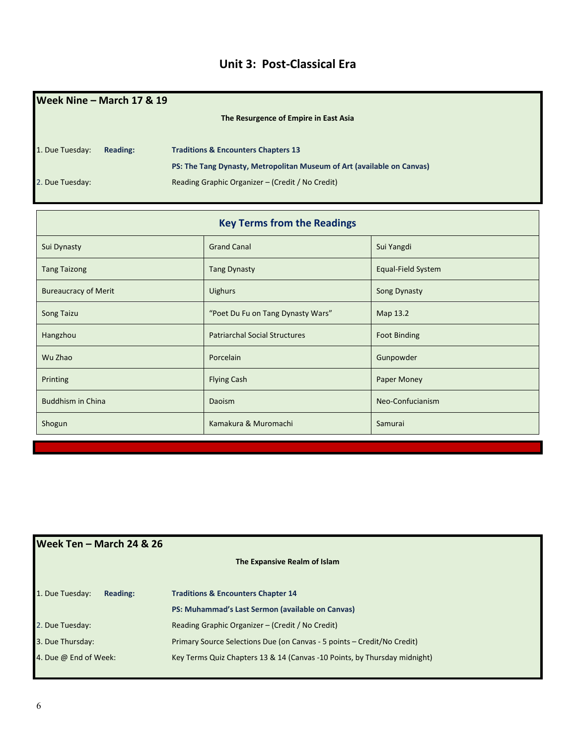# Unit 3: Post-Classical Era

## Week Nine – March 17 & 19

**The Resurgence of Empire in East Asia**

1. Due Tuesday: **Reading:** **Traditions & Encounters Chapters 13**
   **PS: The Tang Dynasty, Metropolitan Museum of Art (available on Canvas)**
2. Due Tuesday: Reading Graphic Organizer – (Credit / No Credit)

| Key Terms from the Readings | | |
|---|---|---|
| Sui Dynasty | Grand Canal | Sui Yangdi |
| Tang Taizong | Tang Dynasty | Equal-Field System |
| Bureaucracy of Merit | Uighurs | Song Dynasty |
| Song Taizu | "Poet Du Fu on Tang Dynasty Wars" | Map 13.2 |
| Hangzhou | Patriarchal Social Structures | Foot Binding |
| Wu Zhao | Porcelain | Gunpowder |
| Printing | Flying Cash | Paper Money |
| Buddhism in China | Daoism | Neo-Confucianism |
| Shogun | Kamakura & Muromachi | Samurai |

## Week Ten – March 24 & 26

**The Expansive Realm of Islam**

1. Due Tuesday: **Reading:** **Traditions & Encounters Chapter 14**
   **PS: Muhammad's Last Sermon (available on Canvas)**
2. Due Tuesday: Reading Graphic Organizer – (Credit / No Credit)
3. Due Thursday: Primary Source Selections Due (on Canvas - 5 points – Credit/No Credit)
4. Due @ End of Week: Key Terms Quiz Chapters 13 & 14 (Canvas -10 Points, by Thursday midnight)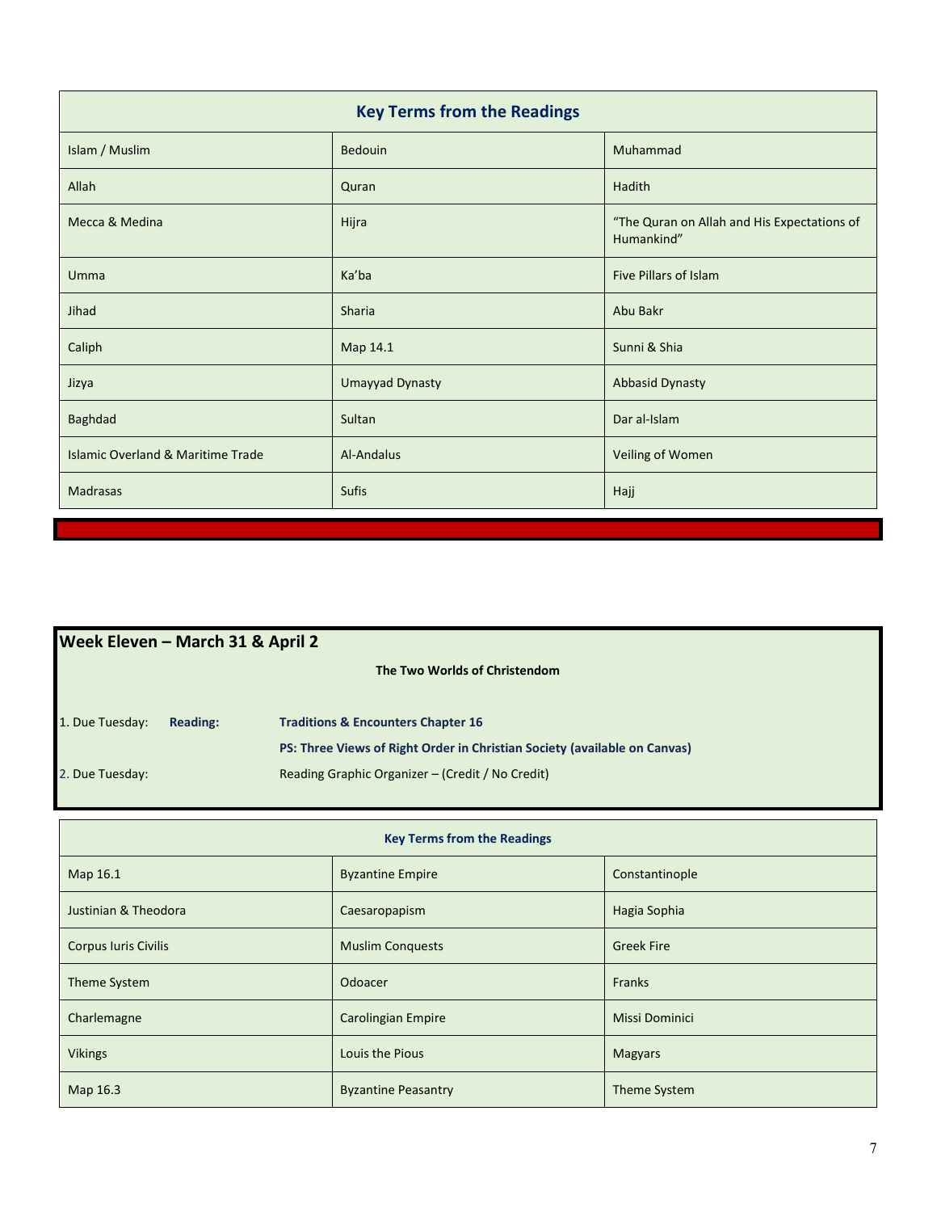| Key Terms from the Readings | | |
|---|---|---|
| Islam / Muslim | Bedouin | Muhammad |
| Allah | Quran | Hadith |
| Mecca & Medina | Hijra | "The Quran on Allah and His Expectations of Humankind" |
| Umma | Ka'ba | Five Pillars of Islam |
| Jihad | Sharia | Abu Bakr |
| Caliph | Map 14.1 | Sunni & Shia |
| Jizya | Umayyad Dynasty | Abbasid Dynasty |
| Baghdad | Sultan | Dar al-Islam |
| Islamic Overland & Maritime Trade | Al-Andalus | Veiling of Women |
| Madrasas | Sufis | Hajj |

## Week Eleven – March 31 & April 2

**The Two Worlds of Christendom**

1. Due Tuesday: **Reading:** **Traditions & Encounters Chapter 16**

   **PS: Three Views of Right Order in Christian Society (available on Canvas)**

2. Due Tuesday: Reading Graphic Organizer – (Credit / No Credit)

| Key Terms from the Readings | | |
|---|---|---|
| Map 16.1 | Byzantine Empire | Constantinople |
| Justinian & Theodora | Caesaropapism | Hagia Sophia |
| Corpus Iuris Civilis | Muslim Conquests | Greek Fire |
| Theme System | Odoacer | Franks |
| Charlemagne | Carolingian Empire | Missi Dominici |
| Vikings | Louis the Pious | Magyars |
| Map 16.3 | Byzantine Peasantry | Theme System |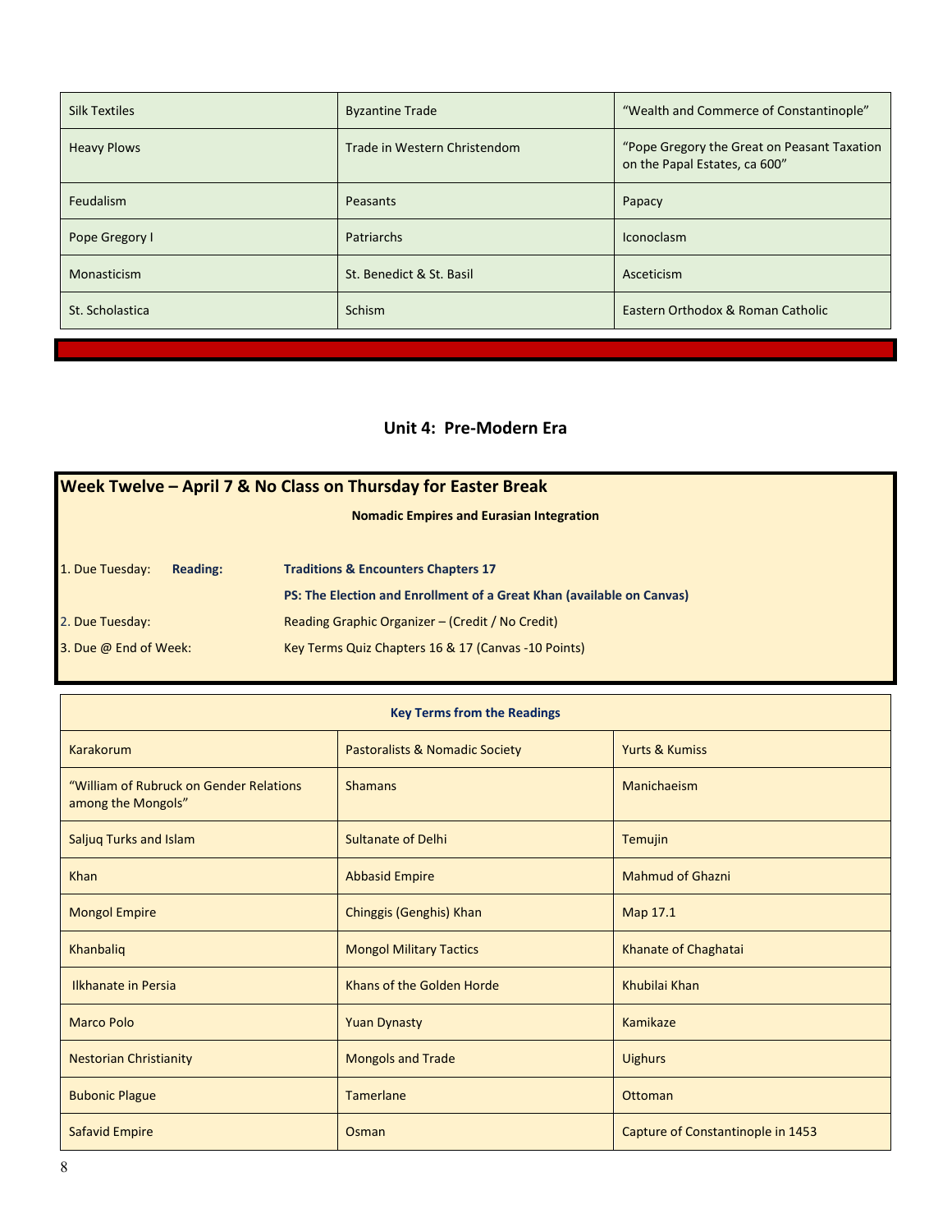| Silk Textiles | Byzantine Trade | "Wealth and Commerce of Constantinople" |
|---|---|---|
| Heavy Plows | Trade in Western Christendom | "Pope Gregory the Great on Peasant Taxation on the Papal Estates, ca 600" |
| Feudalism | Peasants | Papacy |
| Pope Gregory I | Patriarchs | Iconoclasm |
| Monasticism | St. Benedict & St. Basil | Asceticism |
| St. Scholastica | Schism | Eastern Orthodox & Roman Catholic |

## Unit 4: Pre-Modern Era

### Week Twelve – April 7 & No Class on Thursday for Easter Break

**Nomadic Empires and Eurasian Integration**

1. Due Tuesday: **Reading:** **Traditions & Encounters Chapters 17**
   **PS: The Election and Enrollment of a Great Khan (available on Canvas)**
2. Due Tuesday: Reading Graphic Organizer – (Credit / No Credit)
3. Due @ End of Week: Key Terms Quiz Chapters 16 & 17 (Canvas -10 Points)

| **Key Terms from the Readings** | | |
|---|---|---|
| Karakorum | Pastoralists & Nomadic Society | Yurts & Kumiss |
| "William of Rubruck on Gender Relations among the Mongols" | Shamans | Manichaeism |
| Saljuq Turks and Islam | Sultanate of Delhi | Temujin |
| Khan | Abbasid Empire | Mahmud of Ghazni |
| Mongol Empire | Chinggis (Genghis) Khan | Map 17.1 |
| Khanbaliq | Mongol Military Tactics | Khanate of Chaghatai |
| Ilkhanate in Persia | Khans of the Golden Horde | Khubilai Khan |
| Marco Polo | Yuan Dynasty | Kamikaze |
| Nestorian Christianity | Mongols and Trade | Uighurs |
| Bubonic Plague | Tamerlane | Ottoman |
| Safavid Empire | Osman | Capture of Constantinople in 1453 |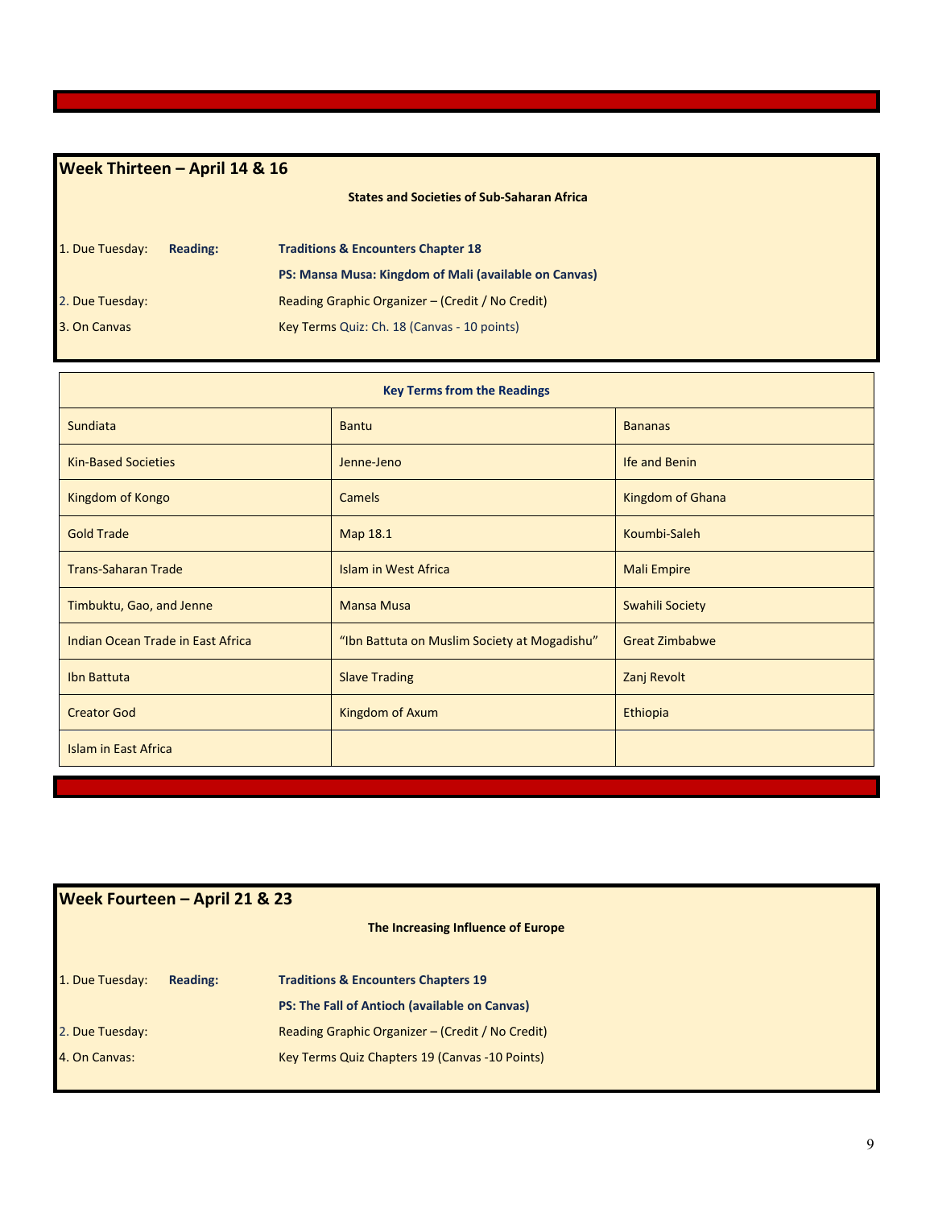## Week Thirteen – April 14 & 16

**States and Societies of Sub-Saharan Africa**

1. Due Tuesday: **Reading:** **Traditions & Encounters Chapter 18**

   **PS: Mansa Musa: Kingdom of Mali (available on Canvas)**

2. Due Tuesday: Reading Graphic Organizer – (Credit / No Credit)
3. On Canvas Key Terms Quiz: Ch. 18 (Canvas - 10 points)

| **Key Terms from the Readings** | | |
|---|---|---|
| Sundiata | Bantu | Bananas |
| Kin-Based Societies | Jenne-Jeno | Ife and Benin |
| Kingdom of Kongo | Camels | Kingdom of Ghana |
| Gold Trade | Map 18.1 | Koumbi-Saleh |
| Trans-Saharan Trade | Islam in West Africa | Mali Empire |
| Timbuktu, Gao, and Jenne | Mansa Musa | Swahili Society |
| Indian Ocean Trade in East Africa | "Ibn Battuta on Muslim Society at Mogadishu" | Great Zimbabwe |
| Ibn Battuta | Slave Trading | Zanj Revolt |
| Creator God | Kingdom of Axum | Ethiopia |
| Islam in East Africa | | |

## Week Fourteen – April 21 & 23

**The Increasing Influence of Europe**

1. Due Tuesday: **Reading:** **Traditions & Encounters Chapters 19**

   **PS: The Fall of Antioch (available on Canvas)**

2. Due Tuesday: Reading Graphic Organizer – (Credit / No Credit)
4. On Canvas: Key Terms Quiz Chapters 19 (Canvas -10 Points)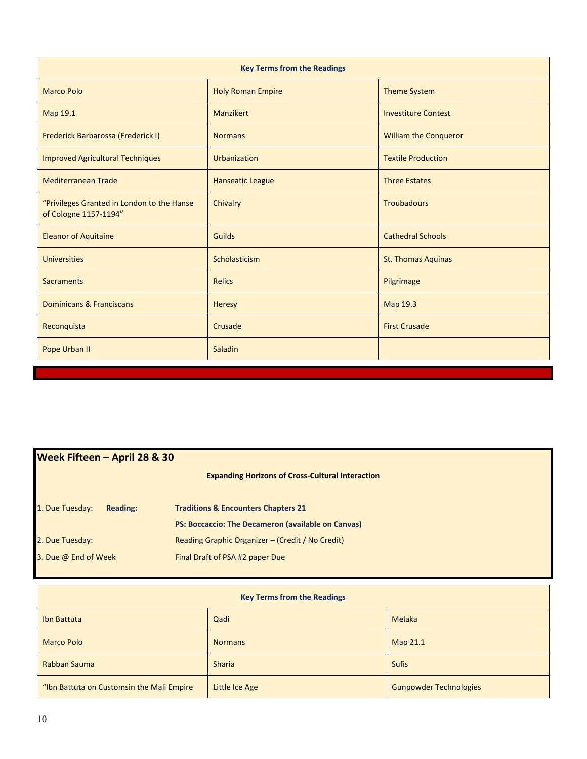| Key Terms from the Readings | | |
|---|---|---|
| Marco Polo | Holy Roman Empire | Theme System |
| Map 19.1 | Manzikert | Investiture Contest |
| Frederick Barbarossa (Frederick I) | Normans | William the Conqueror |
| Improved Agricultural Techniques | Urbanization | Textile Production |
| Mediterranean Trade | Hanseatic League | Three Estates |
| "Privileges Granted in London to the Hanse of Cologne 1157-1194" | Chivalry | Troubadours |
| Eleanor of Aquitaine | Guilds | Cathedral Schools |
| Universities | Scholasticism | St. Thomas Aquinas |
| Sacraments | Relics | Pilgrimage |
| Dominicans & Franciscans | Heresy | Map 19.3 |
| Reconquista | Crusade | First Crusade |
| Pope Urban II | Saladin | |

## Week Fifteen – April 28 & 30

**Expanding Horizons of Cross-Cultural Interaction**

1. Due Tuesday: **Reading:** **Traditions & Encounters Chapters 21**
   **PS: Boccaccio: The Decameron (available on Canvas)**
2. Due Tuesday: Reading Graphic Organizer – (Credit / No Credit)
3. Due @ End of Week: Final Draft of PSA #2 paper Due

| Key Terms from the Readings | | |
|---|---|---|
| Ibn Battuta | Qadi | Melaka |
| Marco Polo | Normans | Map 21.1 |
| Rabban Sauma | Sharia | Sufis |
| "Ibn Battuta on Customsin the Mali Empire | Little Ice Age | Gunpowder Technologies |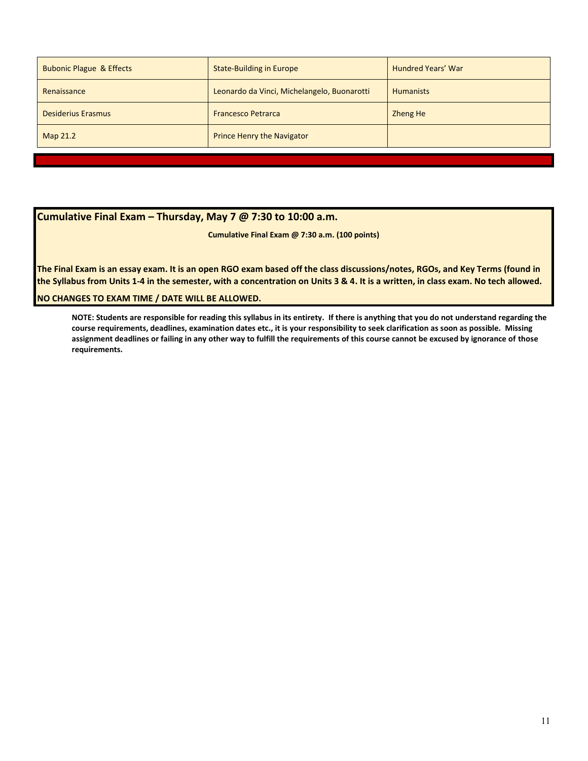| | | |
|---|---|---|
| Bubonic Plague & Effects | State-Building in Europe | Hundred Years' War |
| Renaissance | Leonardo da Vinci, Michelangelo, Buonarotti | Humanists |
| Desiderius Erasmus | Francesco Petrarca | Zheng He |
| Map 21.2 | Prince Henry the Navigator | |

## Cumulative Final Exam – Thursday, May 7 @ 7:30 to 10:00 a.m.

**Cumulative Final Exam @ 7:30 a.m. (100 points)**

**The Final Exam is an essay exam. It is an open RGO exam based off the class discussions/notes, RGOs, and Key Terms (found in the Syllabus from Units 1-4 in the semester, with a concentration on Units 3 & 4. It is a written, in class exam. No tech allowed.**

**NO CHANGES TO EXAM TIME / DATE WILL BE ALLOWED.**

**NOTE: Students are responsible for reading this syllabus in its entirety. If there is anything that you do not understand regarding the course requirements, deadlines, examination dates etc., it is your responsibility to seek clarification as soon as possible. Missing assignment deadlines or failing in any other way to fulfill the requirements of this course cannot be excused by ignorance of those requirements.**